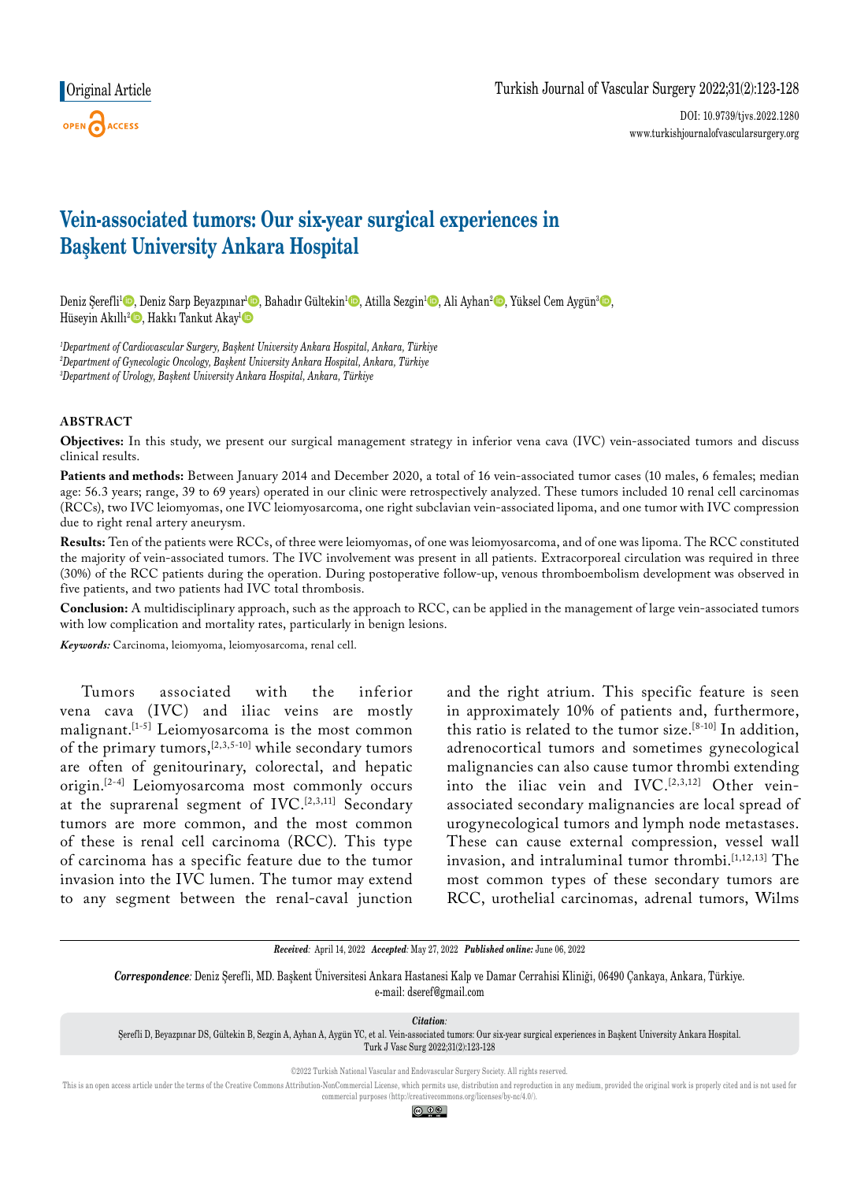Original Article

# Vein-associated tumors: Our six-year surgical experiences in Başkent University Ankara Hospital

Deniz Şerefli[1], Deniz Sarp Beyazpınar[1], Bahadır Gültekin[1], Atilla Sezgin[1], Ali Ayhan[2], Yüksel Cem Aygün[3], Hüseyin Akıllı[2], Hakkı Tankut Akay[1]

*[1]Department of Cardiovascular Surgery, Başkent University Ankara Hospital, Ankara, Türkiye*
*[2]Department of Gynecologic Oncology, Başkent University Ankara Hospital, Ankara, Türkiye*
*[3]Department of Urology, Başkent University Ankara Hospital, Ankara, Türkiye*

## ABSTRACT

**Objectives:** In this study, we present our surgical management strategy in inferior vena cava (IVC) vein-associated tumors and discuss clinical results.

**Patients and methods:** Between January 2014 and December 2020, a total of 16 vein-associated tumor cases (10 males, 6 females; median age: 56.3 years; range, 39 to 69 years) operated in our clinic were retrospectively analyzed. These tumors included 10 renal cell carcinomas (RCCs), two IVC leiomyomas, one IVC leiomyosarcoma, one right subclavian vein-associated lipoma, and one tumor with IVC compression due to right renal artery aneurysm.

**Results:** Ten of the patients were RCCs, of three were leiomyomas, of one was leiomyosarcoma, and of one was lipoma. The RCC constituted the majority of vein-associated tumors. The IVC involvement was present in all patients. Extracorporeal circulation was required in three (30%) of the RCC patients during the operation. During postoperative follow-up, venous thromboembolism development was observed in five patients, and two patients had IVC total thrombosis.

**Conclusion:** A multidisciplinary approach, such as the approach to RCC, can be applied in the management of large vein-associated tumors with low complication and mortality rates, particularly in benign lesions.

***Keywords:*** Carcinoma, leiomyoma, leiomyosarcoma, renal cell.

Tumors associated with the inferior vena cava (IVC) and iliac veins are mostly malignant.[1-5] Leiomyosarcoma is the most common of the primary tumors,[2,3,5-10] while secondary tumors are often of genitourinary, colorectal, and hepatic origin.[2-4] Leiomyosarcoma most commonly occurs at the suprarenal segment of IVC.[2,3,11] Secondary tumors are more common, and the most common of these is renal cell carcinoma (RCC). This type of carcinoma has a specific feature due to the tumor invasion into the IVC lumen. The tumor may extend to any segment between the renal-caval junction and the right atrium. This specific feature is seen in approximately 10% of patients and, furthermore, this ratio is related to the tumor size.[8-10] In addition, adrenocortical tumors and sometimes gynecological malignancies can also cause tumor thrombi extending into the iliac vein and IVC.[2,3,12] Other vein-associated secondary malignancies are local spread of urogynecological tumors and lymph node metastases. These can cause external compression, vessel wall invasion, and intraluminal tumor thrombi.[1,12,13] The most common types of these secondary tumors are RCC, urothelial carcinomas, adrenal tumors, Wilms

***Received:*** April 14, 2022 ***Accepted:*** May 27, 2022 ***Published online:*** June 06, 2022

***Correspondence:*** Deniz Şerefli, MD. Başkent Üniversitesi Ankara Hastanesi Kalp ve Damar Cerrahisi Kliniği, 06490 Çankaya, Ankara, Türkiye.
e-mail: dseref@gmail.com

***Citation:***
Şerefli D, Beyazpınar DS, Gültekin B, Sezgin A, Ayhan A, Aygün YC, et al. Vein-associated tumors: Our six-year surgical experiences in Başkent University Ankara Hospital. Turk J Vasc Surg 2022;31(2):123-128

©2022 Turkish National Vascular and Endovascular Surgery Society. All rights reserved.

This is an open access article under the terms of the Creative Commons Attribution-NonCommercial License, which permits use, distribution and reproduction in any medium, provided the original work is properly cited and is not used for commercial purposes (http://creativecommons.org/licenses/by-nc/4.0/).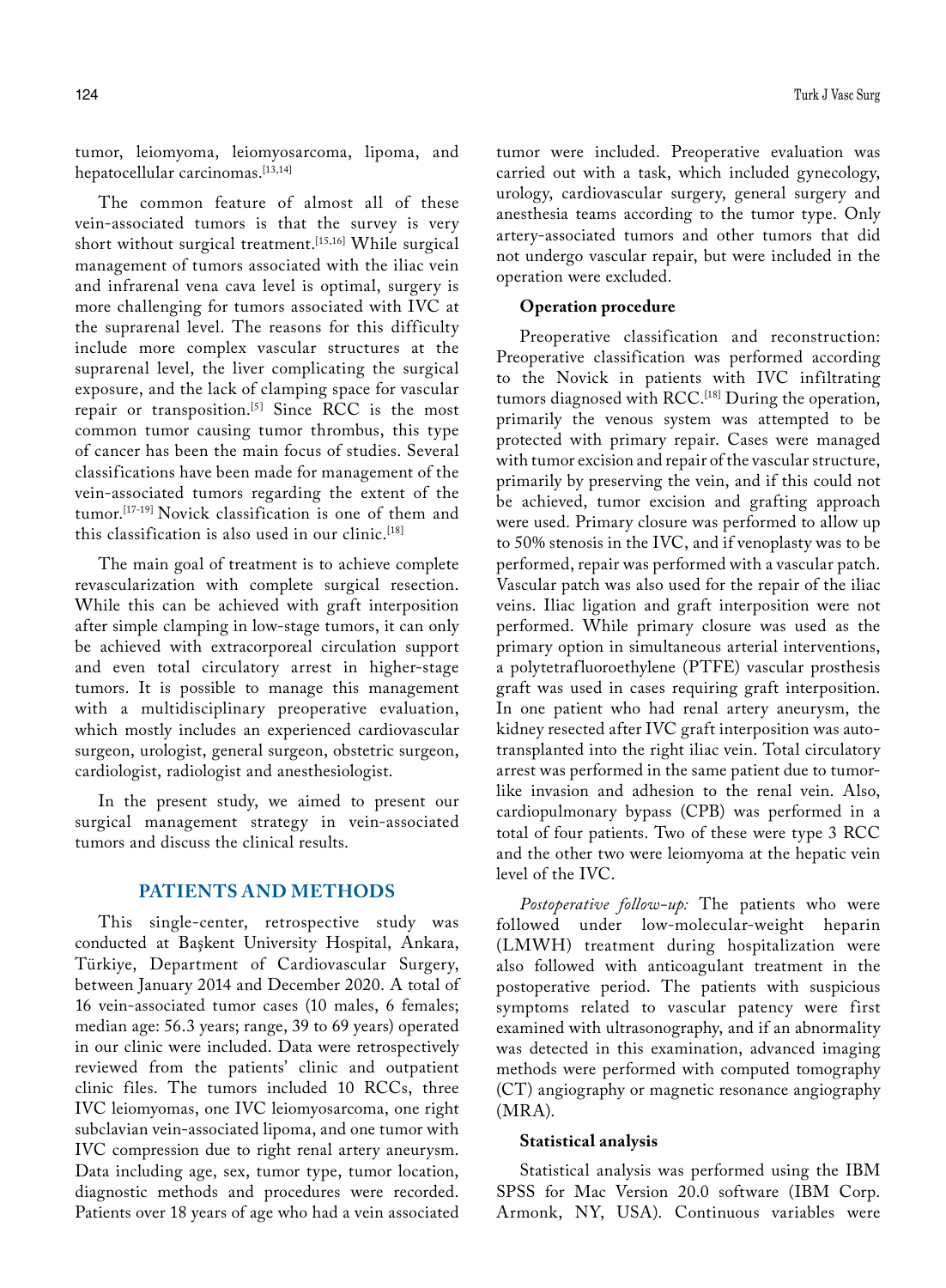tumor, leiomyoma, leiomyosarcoma, lipoma, and hepatocellular carcinomas.[13,14]

The common feature of almost all of these vein-associated tumors is that the survey is very short without surgical treatment.[15,16] While surgical management of tumors associated with the iliac vein and infrarenal vena cava level is optimal, surgery is more challenging for tumors associated with IVC at the suprarenal level. The reasons for this difficulty include more complex vascular structures at the suprarenal level, the liver complicating the surgical exposure, and the lack of clamping space for vascular repair or transposition.[5] Since RCC is the most common tumor causing tumor thrombus, this type of cancer has been the main focus of studies. Several classifications have been made for management of the vein-associated tumors regarding the extent of the tumor.[17-19] Novick classification is one of them and this classification is also used in our clinic.[18]

The main goal of treatment is to achieve complete revascularization with complete surgical resection. While this can be achieved with graft interposition after simple clamping in low-stage tumors, it can only be achieved with extracorporeal circulation support and even total circulatory arrest in higher-stage tumors. It is possible to manage this management with a multidisciplinary preoperative evaluation, which mostly includes an experienced cardiovascular surgeon, urologist, general surgeon, obstetric surgeon, cardiologist, radiologist and anesthesiologist.

In the present study, we aimed to present our surgical management strategy in vein-associated tumors and discuss the clinical results.

## PATIENTS AND METHODS

This single-center, retrospective study was conducted at Başkent University Hospital, Ankara, Türkiye, Department of Cardiovascular Surgery, between January 2014 and December 2020. A total of 16 vein-associated tumor cases (10 males, 6 females; median age: 56.3 years; range, 39 to 69 years) operated in our clinic were included. Data were retrospectively reviewed from the patients' clinic and outpatient clinic files. The tumors included 10 RCCs, three IVC leiomyomas, one IVC leiomyosarcoma, one right subclavian vein-associated lipoma, and one tumor with IVC compression due to right renal artery aneurysm. Data including age, sex, tumor type, tumor location, diagnostic methods and procedures were recorded. Patients over 18 years of age who had a vein associated tumor were included. Preoperative evaluation was carried out with a task, which included gynecology, urology, cardiovascular surgery, general surgery and anesthesia teams according to the tumor type. Only artery-associated tumors and other tumors that did not undergo vascular repair, but were included in the operation were excluded.

### Operation procedure

Preoperative classification and reconstruction: Preoperative classification was performed according to the Novick in patients with IVC infiltrating tumors diagnosed with RCC.[18] During the operation, primarily the venous system was attempted to be protected with primary repair. Cases were managed with tumor excision and repair of the vascular structure, primarily by preserving the vein, and if this could not be achieved, tumor excision and grafting approach were used. Primary closure was performed to allow up to 50% stenosis in the IVC, and if venoplasty was to be performed, repair was performed with a vascular patch. Vascular patch was also used for the repair of the iliac veins. Iliac ligation and graft interposition were not performed. While primary closure was used as the primary option in simultaneous arterial interventions, a polytetrafluoroethylene (PTFE) vascular prosthesis graft was used in cases requiring graft interposition. In one patient who had renal artery aneurysm, the kidney resected after IVC graft interposition was auto-transplanted into the right iliac vein. Total circulatory arrest was performed in the same patient due to tumor-like invasion and adhesion to the renal vein. Also, cardiopulmonary bypass (CPB) was performed in a total of four patients. Two of these were type 3 RCC and the other two were leiomyoma at the hepatic vein level of the IVC.

*Postoperative follow-up:* The patients who were followed under low-molecular-weight heparin (LMWH) treatment during hospitalization were also followed with anticoagulant treatment in the postoperative period. The patients with suspicious symptoms related to vascular patency were first examined with ultrasonography, and if an abnormality was detected in this examination, advanced imaging methods were performed with computed tomography (CT) angiography or magnetic resonance angiography (MRA).

### Statistical analysis

Statistical analysis was performed using the IBM SPSS for Mac Version 20.0 software (IBM Corp. Armonk, NY, USA). Continuous variables were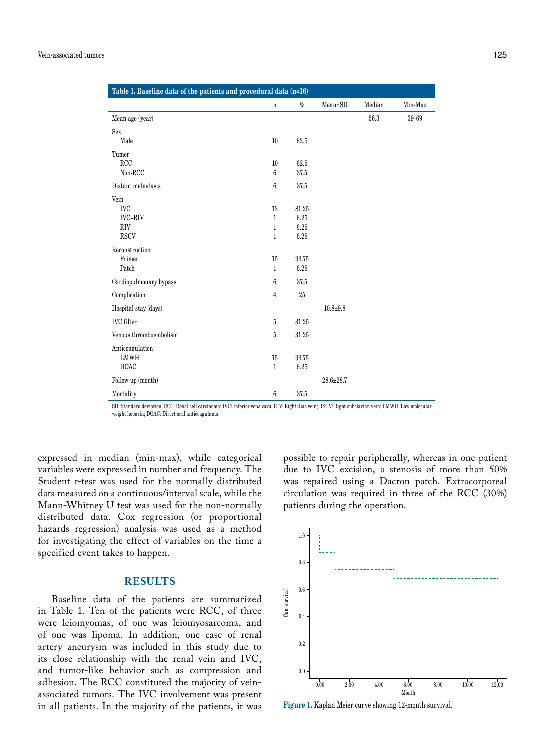**Table 1. Baseline data of the patients and procedural data (n=16)**

| | n | % | Mean±SD | Median | Min-Max |
|---|---|---|---|---|---|
| Mean age (year) | | | | 56.3 | 39-69 |
| Sex | | | | | |
| Male | 10 | 62.5 | | | |
| Tumor | | | | | |
| RCC | 10 | 62.5 | | | |
| Non-RCC | 6 | 37.5 | | | |
| Distant metastasis | 6 | 37.5 | | | |
| Vein | | | | | |
| IVC | 13 | 81.25 | | | |
| IVC+RIV | 1 | 6.25 | | | |
| RIV | 1 | 6.25 | | | |
| RSCV | 1 | 6.25 | | | |
| Reconstruction | | | | | |
| Primer | 15 | 93.75 | | | |
| Patch | 1 | 6.25 | | | |
| Cardiopulmonary bypass | 6 | 37.5 | | | |
| Complication | 4 | 25 | | | |
| Hospital stay (days) | | | 10.8±9.8 | | |
| IVC filter | 5 | 31.25 | | | |
| Venous thromboembolism | 5 | 31.25 | | | |
| Anticoagulation | | | | | |
| LMWH | 15 | 93.75 | | | |
| DOAC | 1 | 6.25 | | | |
| Follow-up (month) | | | 28.6±28.7 | | |
| Mortality | 6 | 37.5 | | | |

SD: Standard deviation; RCC: Renal cell carcinoma; IVC: Inferior vena cava; RIV: Right iliac vein; RSCV: Right subclavian vein; LMWH: Low molecular weight heparin; DOAC: Direct oral anticoagulants.

expressed in median (min-max), while categorical variables were expressed in number and frequency. The Student t-test was used for the normally distributed data measured on a continuous/interval scale, while the Mann-Whitney U test was used for the non-normally distributed data. Cox regression (or proportional hazards regression) analysis was used as a method for investigating the effect of variables on the time a specified event takes to happen.

## RESULTS

Baseline data of the patients are summarized in Table 1. Ten of the patients were RCC, of three were leiomyomas, of one was leiomyosarcoma, and of one was lipoma. In addition, one case of renal artery aneurysm was included in this study due to its close relationship with the renal vein and IVC, and tumor-like behavior such as compression and adhesion. The RCC constituted the majority of vein-associated tumors. The IVC involvement was present in all patients. In the majority of the patients, it was possible to repair peripherally, whereas in one patient due to IVC excision, a stenosis of more than 50% was repaired using a Dacron patch. Extracorporeal circulation was required in three of the RCC (30%) patients during the operation.

**Figure 1.** Kaplan Meier curve showing 12-month survival.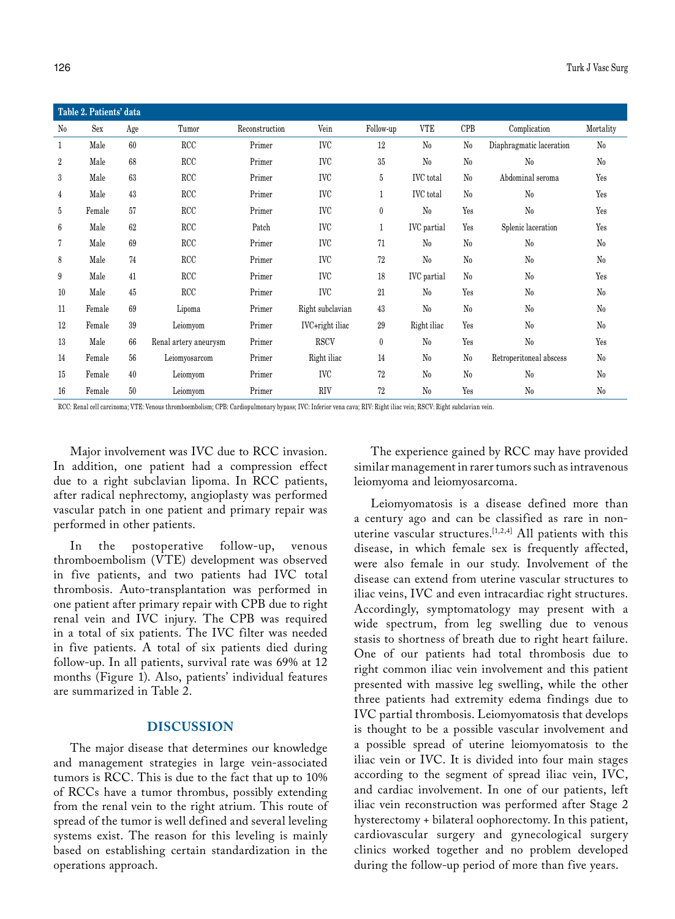**Table 2. Patients' data**

| No | Sex | Age | Tumor | Reconstruction | Vein | Follow-up | VTE | CPB | Complication | Mortality |
|---|---|---|---|---|---|---|---|---|---|---|
| 1 | Male | 60 | RCC | Primer | IVC | 12 | No | No | Diaphragmatic laceration | No |
| 2 | Male | 68 | RCC | Primer | IVC | 35 | No | No | No | No |
| 3 | Male | 63 | RCC | Primer | IVC | 5 | IVC total | No | Abdominal seroma | Yes |
| 4 | Male | 43 | RCC | Primer | IVC | 1 | IVC total | No | No | Yes |
| 5 | Female | 57 | RCC | Primer | IVC | 0 | No | Yes | No | Yes |
| 6 | Male | 62 | RCC | Patch | IVC | 1 | IVC partial | Yes | Splenic laceration | Yes |
| 7 | Male | 69 | RCC | Primer | IVC | 71 | No | No | No | No |
| 8 | Male | 74 | RCC | Primer | IVC | 72 | No | No | No | No |
| 9 | Male | 41 | RCC | Primer | IVC | 18 | IVC partial | No | No | Yes |
| 10 | Male | 45 | RCC | Primer | IVC | 21 | No | Yes | No | No |
| 11 | Female | 69 | Lipoma | Primer | Right subclavian | 43 | No | No | No | No |
| 12 | Female | 39 | Leiomyom | Primer | IVC+right iliac | 29 | Right iliac | Yes | No | No |
| 13 | Male | 66 | Renal artery aneurysm | Primer | RSCV | 0 | No | Yes | No | Yes |
| 14 | Female | 56 | Leiomyosarcom | Primer | Right iliac | 14 | No | No | Retroperitoneal abscess | No |
| 15 | Female | 40 | Leiomyom | Primer | IVC | 72 | No | No | No | No |
| 16 | Female | 50 | Leiomyom | Primer | RIV | 72 | No | Yes | No | No |

RCC: Renal cell carcinoma; VTE: Venous thromboembolism; CPB: Cardiopulmonary bypass; IVC: Inferior vena cava; RIV: Right iliac vein; RSCV: Right subclavian vein.

Major involvement was IVC due to RCC invasion. In addition, one patient had a compression effect due to a right subclavian lipoma. In RCC patients, after radical nephrectomy, angioplasty was performed vascular patch in one patient and primary repair was performed in other patients.

In the postoperative follow-up, venous thromboembolism (VTE) development was observed in five patients, and two patients had IVC total thrombosis. Auto-transplantation was performed in one patient after primary repair with CPB due to right renal vein and IVC injury. The CPB was required in a total of six patients. The IVC filter was needed in five patients. A total of six patients died during follow-up. In all patients, survival rate was 69% at 12 months (Figure 1). Also, patients' individual features are summarized in Table 2.

## DISCUSSION

The major disease that determines our knowledge and management strategies in large vein-associated tumors is RCC. This is due to the fact that up to 10% of RCCs have a tumor thrombus, possibly extending from the renal vein to the right atrium. This route of spread of the tumor is well defined and several leveling systems exist. The reason for this leveling is mainly based on establishing certain standardization in the operations approach.

The experience gained by RCC may have provided similar management in rarer tumors such as intravenous leiomyoma and leiomyosarcoma.

Leiomyomatosis is a disease defined more than a century ago and can be classified as rare in non-uterine vascular structures.[1,2,4] All patients with this disease, in which female sex is frequently affected, were also female in our study. Involvement of the disease can extend from uterine vascular structures to iliac veins, IVC and even intracardiac right structures. Accordingly, symptomatology may present with a wide spectrum, from leg swelling due to venous stasis to shortness of breath due to right heart failure. One of our patients had total thrombosis due to right common iliac vein involvement and this patient presented with massive leg swelling, while the other three patients had extremity edema findings due to IVC partial thrombosis. Leiomyomatosis that develops is thought to be a possible vascular involvement and a possible spread of uterine leiomyomatosis to the iliac vein or IVC. It is divided into four main stages according to the segment of spread iliac vein, IVC, and cardiac involvement. In one of our patients, left iliac vein reconstruction was performed after Stage 2 hysterectomy + bilateral oophorectomy. In this patient, cardiovascular surgery and gynecological surgery clinics worked together and no problem developed during the follow-up period of more than five years.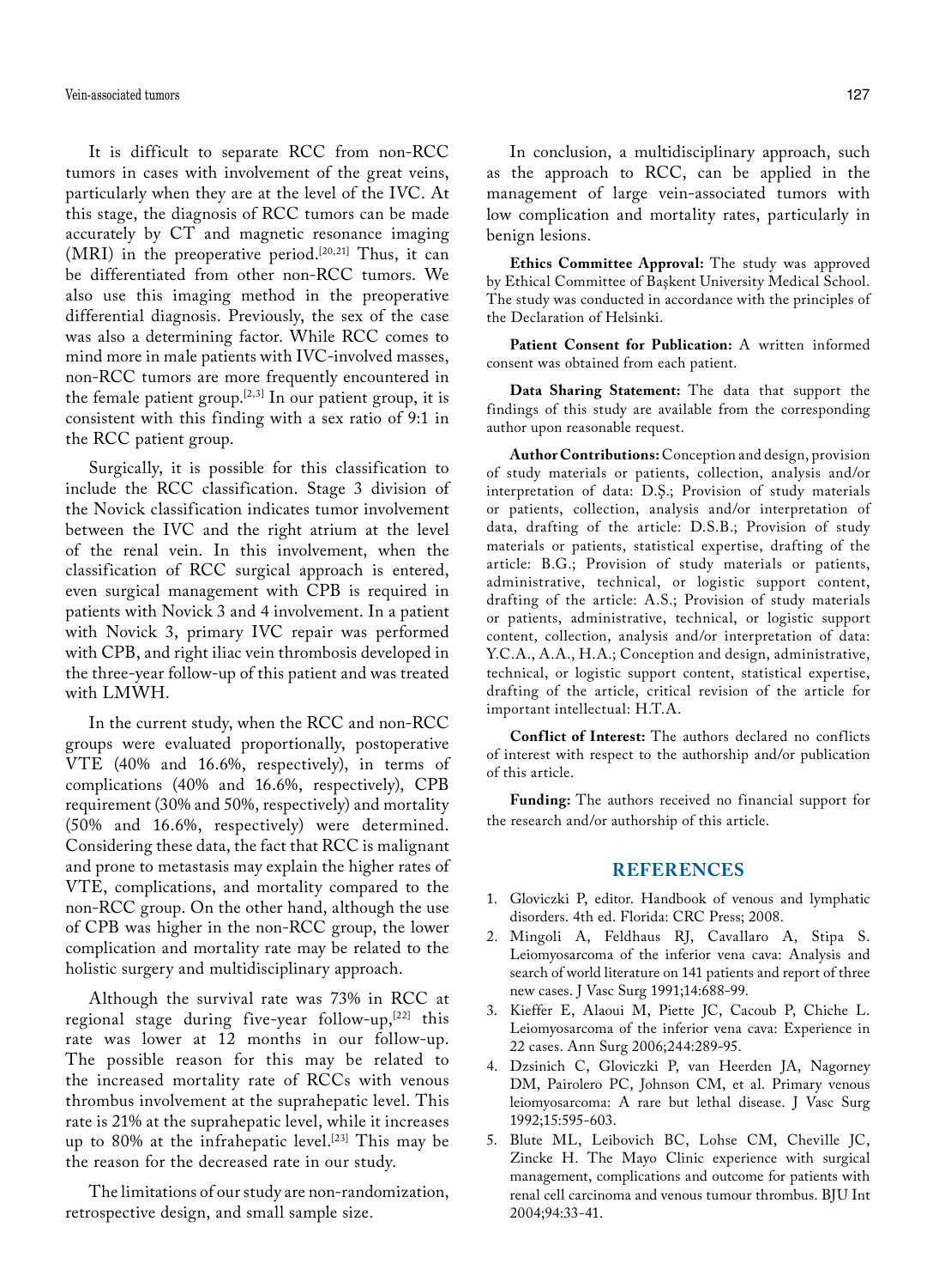It is difficult to separate RCC from non-RCC tumors in cases with involvement of the great veins, particularly when they are at the level of the IVC. At this stage, the diagnosis of RCC tumors can be made accurately by CT and magnetic resonance imaging (MRI) in the preoperative period.[20,21] Thus, it can be differentiated from other non-RCC tumors. We also use this imaging method in the preoperative differential diagnosis. Previously, the sex of the case was also a determining factor. While RCC comes to mind more in male patients with IVC-involved masses, non-RCC tumors are more frequently encountered in the female patient group.[2,3] In our patient group, it is consistent with this finding with a sex ratio of 9:1 in the RCC patient group.

Surgically, it is possible for this classification to include the RCC classification. Stage 3 division of the Novick classification indicates tumor involvement between the IVC and the right atrium at the level of the renal vein. In this involvement, when the classification of RCC surgical approach is entered, even surgical management with CPB is required in patients with Novick 3 and 4 involvement. In a patient with Novick 3, primary IVC repair was performed with CPB, and right iliac vein thrombosis developed in the three-year follow-up of this patient and was treated with LMWH.

In the current study, when the RCC and non-RCC groups were evaluated proportionally, postoperative VTE (40% and 16.6%, respectively), in terms of complications (40% and 16.6%, respectively), CPB requirement (30% and 50%, respectively) and mortality (50% and 16.6%, respectively) were determined. Considering these data, the fact that RCC is malignant and prone to metastasis may explain the higher rates of VTE, complications, and mortality compared to the non-RCC group. On the other hand, although the use of CPB was higher in the non-RCC group, the lower complication and mortality rate may be related to the holistic surgery and multidisciplinary approach.

Although the survival rate was 73% in RCC at regional stage during five-year follow-up,[22] this rate was lower at 12 months in our follow-up. The possible reason for this may be related to the increased mortality rate of RCCs with venous thrombus involvement at the suprahepatic level. This rate is 21% at the suprahepatic level, while it increases up to 80% at the infrahepatic level.[23] This may be the reason for the decreased rate in our study.

The limitations of our study are non-randomization, retrospective design, and small sample size.

In conclusion, a multidisciplinary approach, such as the approach to RCC, can be applied in the management of large vein-associated tumors with low complication and mortality rates, particularly in benign lesions.

**Ethics Committee Approval:** The study was approved by Ethical Committee of Başkent University Medical School. The study was conducted in accordance with the principles of the Declaration of Helsinki.

**Patient Consent for Publication:** A written informed consent was obtained from each patient.

**Data Sharing Statement:** The data that support the findings of this study are available from the corresponding author upon reasonable request.

**Author Contributions:** Conception and design, provision of study materials or patients, collection, analysis and/or interpretation of data: D.Ş.; Provision of study materials or patients, collection, analysis and/or interpretation of data, drafting of the article: D.S.B.; Provision of study materials or patients, statistical expertise, drafting of the article: B.G.; Provision of study materials or patients, administrative, technical, or logistic support content, drafting of the article: A.S.; Provision of study materials or patients, administrative, technical, or logistic support content, collection, analysis and/or interpretation of data: Y.C.A., A.A., H.A.; Conception and design, administrative, technical, or logistic support content, statistical expertise, drafting of the article, critical revision of the article for important intellectual: H.T.A.

**Conflict of Interest:** The authors declared no conflicts of interest with respect to the authorship and/or publication of this article.

**Funding:** The authors received no financial support for the research and/or authorship of this article.

## REFERENCES

1. Gloviczki P, editor. Handbook of venous and lymphatic disorders. 4th ed. Florida: CRC Press; 2008.
2. Mingoli A, Feldhaus RJ, Cavallaro A, Stipa S. Leiomyosarcoma of the inferior vena cava: Analysis and search of world literature on 141 patients and report of three new cases. J Vasc Surg 1991;14:688-99.
3. Kieffer E, Alaoui M, Piette JC, Cacoub P, Chiche L. Leiomyosarcoma of the inferior vena cava: Experience in 22 cases. Ann Surg 2006;244:289-95.
4. Dzsinich C, Gloviczki P, van Heerden JA, Nagorney DM, Pairolero PC, Johnson CM, et al. Primary venous leiomyosarcoma: A rare but lethal disease. J Vasc Surg 1992;15:595-603.
5. Blute ML, Leibovich BC, Lohse CM, Cheville JC, Zincke H. The Mayo Clinic experience with surgical management, complications and outcome for patients with renal cell carcinoma and venous tumour thrombus. BJU Int 2004;94:33-41.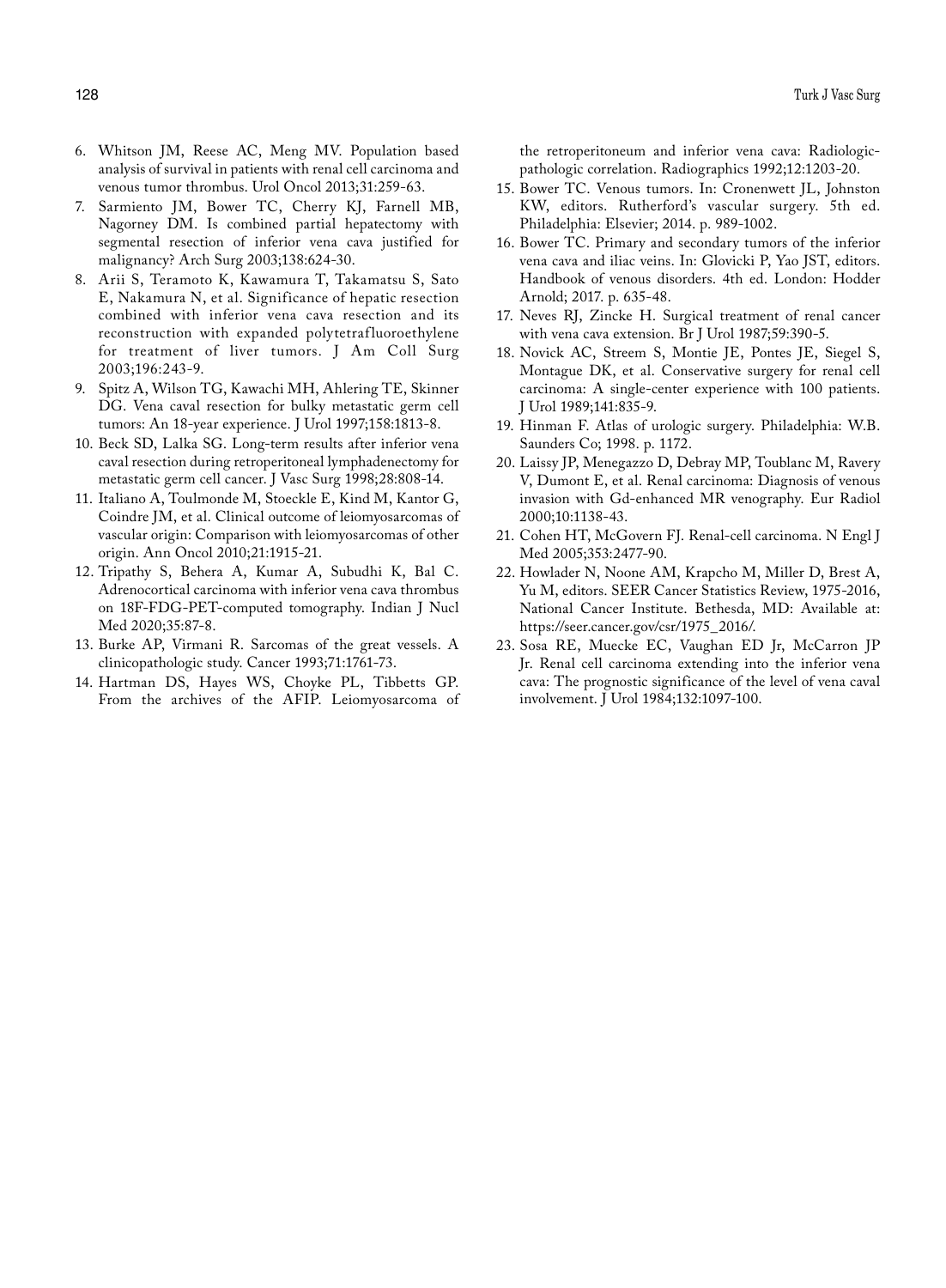6. Whitson JM, Reese AC, Meng MV. Population based analysis of survival in patients with renal cell carcinoma and venous tumor thrombus. Urol Oncol 2013;31:259-63.
7. Sarmiento JM, Bower TC, Cherry KJ, Farnell MB, Nagorney DM. Is combined partial hepatectomy with segmental resection of inferior vena cava justified for malignancy? Arch Surg 2003;138:624-30.
8. Arii S, Teramoto K, Kawamura T, Takamatsu S, Sato E, Nakamura N, et al. Significance of hepatic resection combined with inferior vena cava resection and its reconstruction with expanded polytetrafluoroethylene for treatment of liver tumors. J Am Coll Surg 2003;196:243-9.
9. Spitz A, Wilson TG, Kawachi MH, Ahlering TE, Skinner DG. Vena caval resection for bulky metastatic germ cell tumors: An 18-year experience. J Urol 1997;158:1813-8.
10. Beck SD, Lalka SG. Long-term results after inferior vena caval resection during retroperitoneal lymphadenectomy for metastatic germ cell cancer. J Vasc Surg 1998;28:808-14.
11. Italiano A, Toulmonde M, Stoeckle E, Kind M, Kantor G, Coindre JM, et al. Clinical outcome of leiomyosarcomas of vascular origin: Comparison with leiomyosarcomas of other origin. Ann Oncol 2010;21:1915-21.
12. Tripathy S, Behera A, Kumar A, Subudhi K, Bal C. Adrenocortical carcinoma with inferior vena cava thrombus on 18F-FDG-PET-computed tomography. Indian J Nucl Med 2020;35:87-8.
13. Burke AP, Virmani R. Sarcomas of the great vessels. A clinicopathologic study. Cancer 1993;71:1761-73.
14. Hartman DS, Hayes WS, Choyke PL, Tibbetts GP. From the archives of the AFIP. Leiomyosarcoma of the retroperitoneum and inferior vena cava: Radiologic-pathologic correlation. Radiographics 1992;12:1203-20.
15. Bower TC. Venous tumors. In: Cronenwett JL, Johnston KW, editors. Rutherford's vascular surgery. 5th ed. Philadelphia: Elsevier; 2014. p. 989-1002.
16. Bower TC. Primary and secondary tumors of the inferior vena cava and iliac veins. In: Glovicki P, Yao JST, editors. Handbook of venous disorders. 4th ed. London: Hodder Arnold; 2017. p. 635-48.
17. Neves RJ, Zincke H. Surgical treatment of renal cancer with vena cava extension. Br J Urol 1987;59:390-5.
18. Novick AC, Streem S, Montie JE, Pontes JE, Siegel S, Montague DK, et al. Conservative surgery for renal cell carcinoma: A single-center experience with 100 patients. J Urol 1989;141:835-9.
19. Hinman F. Atlas of urologic surgery. Philadelphia: W.B. Saunders Co; 1998. p. 1172.
20. Laissy JP, Menegazzo D, Debray MP, Toublanc M, Ravery V, Dumont E, et al. Renal carcinoma: Diagnosis of venous invasion with Gd-enhanced MR venography. Eur Radiol 2000;10:1138-43.
21. Cohen HT, McGovern FJ. Renal-cell carcinoma. N Engl J Med 2005;353:2477-90.
22. Howlader N, Noone AM, Krapcho M, Miller D, Brest A, Yu M, editors. SEER Cancer Statistics Review, 1975-2016, National Cancer Institute. Bethesda, MD: Available at: https://seer.cancer.gov/csr/1975_2016/.
23. Sosa RE, Muecke EC, Vaughan ED Jr, McCarron JP Jr. Renal cell carcinoma extending into the inferior vena cava: The prognostic significance of the level of vena caval involvement. J Urol 1984;132:1097-100.